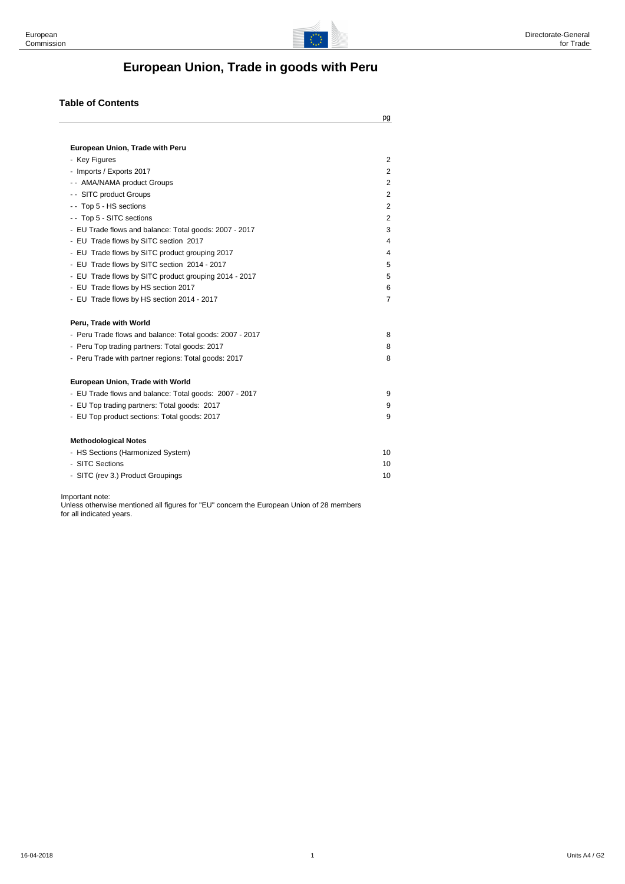# European Union, Trade in goods with Peru

## Table of Contents

| | pg |
|---|---|
| **European Union, Trade with Peru** | |
| - Key Figures | 2 |
| - Imports / Exports 2017 | 2 |
| - - AMA/NAMA product Groups | 2 |
| - - SITC product Groups | 2 |
| - - Top 5 - HS sections | 2 |
| - - Top 5 - SITC sections | 2 |
| - EU Trade flows and balance: Total goods: 2007 - 2017 | 3 |
| - EU Trade flows by SITC section 2017 | 4 |
| - EU Trade flows by SITC product grouping 2017 | 4 |
| - EU Trade flows by SITC section 2014 - 2017 | 5 |
| - EU Trade flows by SITC product grouping 2014 - 2017 | 5 |
| - EU Trade flows by HS section 2017 | 6 |
| - EU Trade flows by HS section 2014 - 2017 | 7 |
| **Peru, Trade with World** | |
| - Peru Trade flows and balance: Total goods: 2007 - 2017 | 8 |
| - Peru Top trading partners: Total goods: 2017 | 8 |
| - Peru Trade with partner regions: Total goods: 2017 | 8 |
| **European Union, Trade with World** | |
| - EU Trade flows and balance: Total goods: 2007 - 2017 | 9 |
| - EU Top trading partners: Total goods: 2017 | 9 |
| - EU Top product sections: Total goods: 2017 | 9 |
| **Methodological Notes** | |
| - HS Sections (Harmonized System) | 10 |
| - SITC Sections | 10 |
| - SITC (rev 3.) Product Groupings | 10 |

Important note:
Unless otherwise mentioned all figures for "EU" concern the European Union of 28 members for all indicated years.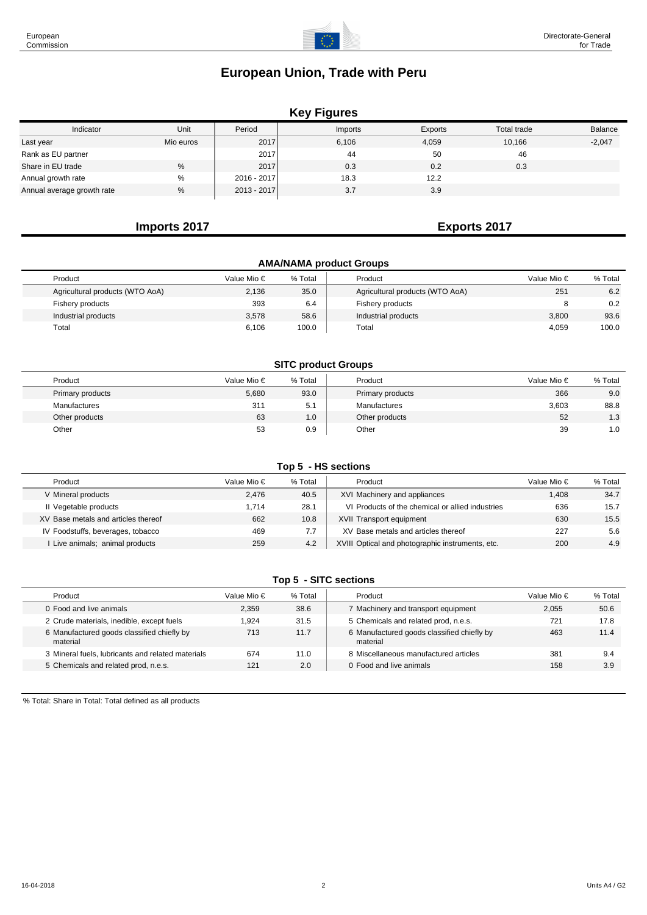# European Union, Trade with Peru

## Key Figures

| Indicator | Unit | Period | Imports | Exports | Total trade | Balance |
|---|---|---|---|---|---|---|
| Last year | Mio euros | 2017 | 6,106 | 4,059 | 10,166 | -2,047 |
| Rank as EU partner | | 2017 | 44 | 50 | 46 | |
| Share in EU trade | % | 2017 | 0.3 | 0.2 | 0.3 | |
| Annual growth rate | % | 2016 - 2017 | 18.3 | 12.2 | | |
| Annual average growth rate | % | 2013 - 2017 | 3.7 | 3.9 | | |

## Imports 2017 / Exports 2017

### AMA/NAMA product Groups

**Imports 2017**

| Product | Value Mio € | % Total |
|---|---|---|
| Agricultural products (WTO AoA) | 2,136 | 35.0 |
| Fishery products | 393 | 6.4 |
| Industrial products | 3,578 | 58.6 |
| Total | 6,106 | 100.0 |

**Exports 2017**

| Product | Value Mio € | % Total |
|---|---|---|
| Agricultural products (WTO AoA) | 251 | 6.2 |
| Fishery products | 8 | 0.2 |
| Industrial products | 3,800 | 93.6 |
| Total | 4,059 | 100.0 |

### SITC product Groups

**Imports 2017**

| Product | Value Mio € | % Total |
|---|---|---|
| Primary products | 5,680 | 93.0 |
| Manufactures | 311 | 5.1 |
| Other products | 63 | 1.0 |
| Other | 53 | 0.9 |

**Exports 2017**

| Product | Value Mio € | % Total |
|---|---|---|
| Primary products | 366 | 9.0 |
| Manufactures | 3,603 | 88.8 |
| Other products | 52 | 1.3 |
| Other | 39 | 1.0 |

### Top 5 - HS sections

**Imports 2017**

| Product | Value Mio € | % Total |
|---|---|---|
| V Mineral products | 2,476 | 40.5 |
| II Vegetable products | 1,714 | 28.1 |
| XV Base metals and articles thereof | 662 | 10.8 |
| IV Foodstuffs, beverages, tobacco | 469 | 7.7 |
| I Live animals; animal products | 259 | 4.2 |

**Exports 2017**

| Product | Value Mio € | % Total |
|---|---|---|
| XVI Machinery and appliances | 1,408 | 34.7 |
| VI Products of the chemical or allied industries | 636 | 15.7 |
| XVII Transport equipment | 630 | 15.5 |
| XV Base metals and articles thereof | 227 | 5.6 |
| XVIII Optical and photographic instruments, etc. | 200 | 4.9 |

### Top 5 - SITC sections

**Imports 2017**

| Product | Value Mio € | % Total |
|---|---|---|
| 0 Food and live animals | 2,359 | 38.6 |
| 2 Crude materials, inedible, except fuels | 1,924 | 31.5 |
| 6 Manufactured goods classified chiefly by material | 713 | 11.7 |
| 3 Mineral fuels, lubricants and related materials | 674 | 11.0 |
| 5 Chemicals and related prod, n.e.s. | 121 | 2.0 |

**Exports 2017**

| Product | Value Mio € | % Total |
|---|---|---|
| 7 Machinery and transport equipment | 2,055 | 50.6 |
| 5 Chemicals and related prod, n.e.s. | 721 | 17.8 |
| 6 Manufactured goods classified chiefly by material | 463 | 11.4 |
| 8 Miscellaneous manufactured articles | 381 | 9.4 |
| 0 Food and live animals | 158 | 3.9 |

% Total: Share in Total: Total defined as all products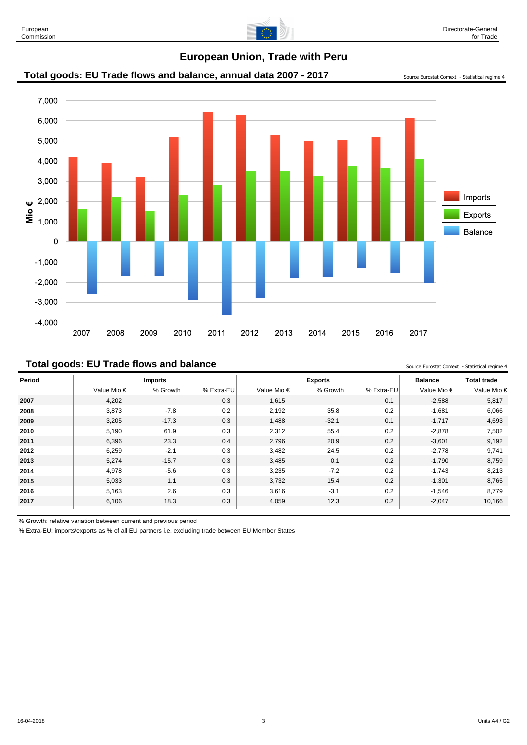# European Union, Trade with Peru

## Total goods: EU Trade flows and balance, annual data 2007 - 2017

Source Eurostat Comext - Statistical regime 4

## Total goods: EU Trade flows and balance

Source Eurostat Comext - Statistical regime 4

| Period | Imports | | | Exports | | | Balance | Total trade |
|---|---|---|---|---|---|---|---|---|
| | Value Mio € | % Growth | % Extra-EU | Value Mio € | % Growth | % Extra-EU | Value Mio € | Value Mio € |
| **2007** | 4,202 | | 0.3 | 1,615 | | 0.1 | -2,588 | 5,817 |
| **2008** | 3,873 | -7.8 | 0.2 | 2,192 | 35.8 | 0.2 | -1,681 | 6,066 |
| **2009** | 3,205 | -17.3 | 0.3 | 1,488 | -32.1 | 0.1 | -1,717 | 4,693 |
| **2010** | 5,190 | 61.9 | 0.3 | 2,312 | 55.4 | 0.2 | -2,878 | 7,502 |
| **2011** | 6,396 | 23.3 | 0.4 | 2,796 | 20.9 | 0.2 | -3,601 | 9,192 |
| **2012** | 6,259 | -2.1 | 0.3 | 3,482 | 24.5 | 0.2 | -2,778 | 9,741 |
| **2013** | 5,274 | -15.7 | 0.3 | 3,485 | 0.1 | 0.2 | -1,790 | 8,759 |
| **2014** | 4,978 | -5.6 | 0.3 | 3,235 | -7.2 | 0.2 | -1,743 | 8,213 |
| **2015** | 5,033 | 1.1 | 0.3 | 3,732 | 15.4 | 0.2 | -1,301 | 8,765 |
| **2016** | 5,163 | 2.6 | 0.3 | 3,616 | -3.1 | 0.2 | -1,546 | 8,779 |
| **2017** | 6,106 | 18.3 | 0.3 | 4,059 | 12.3 | 0.2 | -2,047 | 10,166 |

% Growth: relative variation between current and previous period

% Extra-EU: imports/exports as % of all EU partners i.e. excluding trade between EU Member States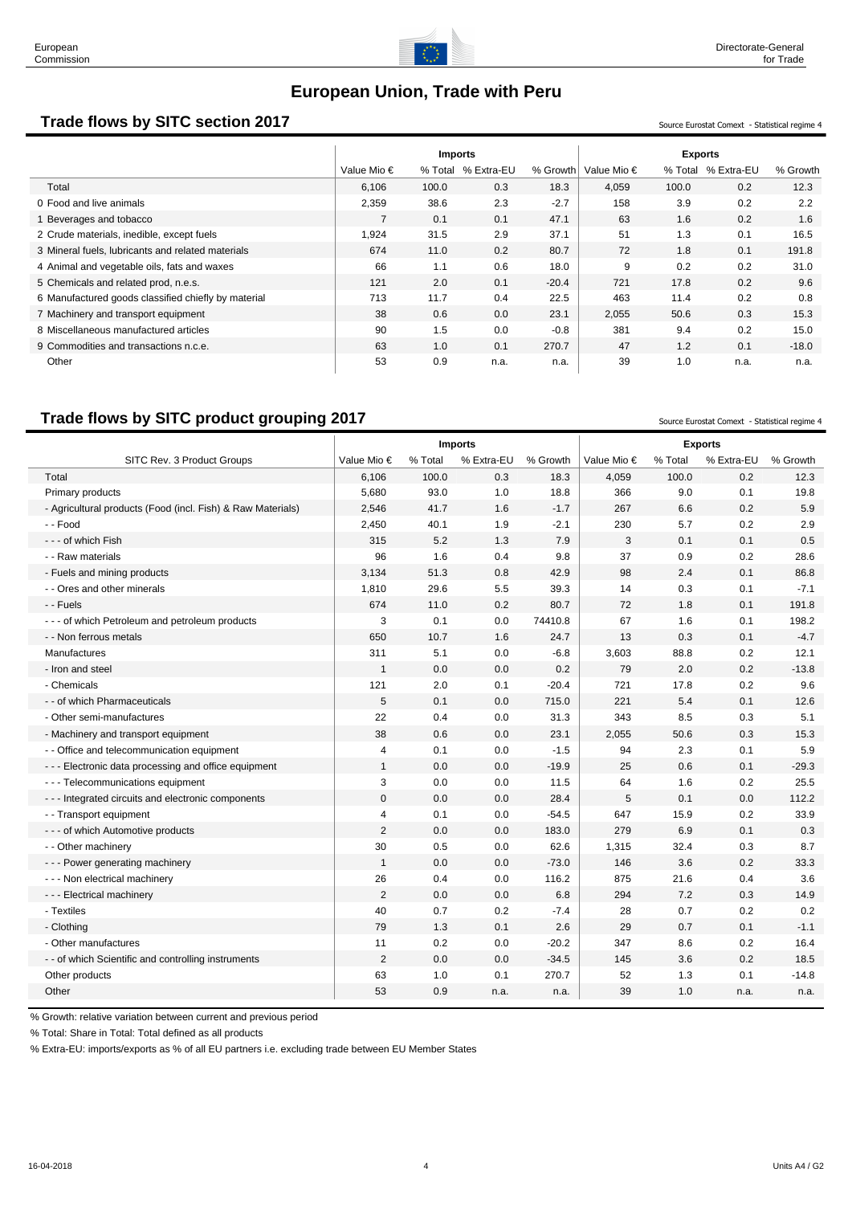# European Union, Trade with Peru

## Trade flows by SITC section 2017

Source Eurostat Comext - Statistical regime 4

| | Imports | | | | Exports | | | |
|---|---|---|---|---|---|---|---|---|
| | Value Mio € | % Total | % Extra-EU | % Growth | Value Mio € | % Total | % Extra-EU | % Growth |
| Total | 6,106 | 100.0 | 0.3 | 18.3 | 4,059 | 100.0 | 0.2 | 12.3 |
| 0 Food and live animals | 2,359 | 38.6 | 2.3 | -2.7 | 158 | 3.9 | 0.2 | 2.2 |
| 1 Beverages and tobacco | 7 | 0.1 | 0.1 | 47.1 | 63 | 1.6 | 0.2 | 1.6 |
| 2 Crude materials, inedible, except fuels | 1,924 | 31.5 | 2.9 | 37.1 | 51 | 1.3 | 0.1 | 16.5 |
| 3 Mineral fuels, lubricants and related materials | 674 | 11.0 | 0.2 | 80.7 | 72 | 1.8 | 0.1 | 191.8 |
| 4 Animal and vegetable oils, fats and waxes | 66 | 1.1 | 0.6 | 18.0 | 9 | 0.2 | 0.2 | 31.0 |
| 5 Chemicals and related prod, n.e.s. | 121 | 2.0 | 0.1 | -20.4 | 721 | 17.8 | 0.2 | 9.6 |
| 6 Manufactured goods classified chiefly by material | 713 | 11.7 | 0.4 | 22.5 | 463 | 11.4 | 0.2 | 0.8 |
| 7 Machinery and transport equipment | 38 | 0.6 | 0.0 | 23.1 | 2,055 | 50.6 | 0.3 | 15.3 |
| 8 Miscellaneous manufactured articles | 90 | 1.5 | 0.0 | -0.8 | 381 | 9.4 | 0.2 | 15.0 |
| 9 Commodities and transactions n.c.e. | 63 | 1.0 | 0.1 | 270.7 | 47 | 1.2 | 0.1 | -18.0 |
| Other | 53 | 0.9 | n.a. | n.a. | 39 | 1.0 | n.a. | n.a. |

## Trade flows by SITC product grouping 2017

Source Eurostat Comext - Statistical regime 4

| | Imports | | | | Exports | | | |
|---|---|---|---|---|---|---|---|---|
| SITC Rev. 3 Product Groups | Value Mio € | % Total | % Extra-EU | % Growth | Value Mio € | % Total | % Extra-EU | % Growth |
| Total | 6,106 | 100.0 | 0.3 | 18.3 | 4,059 | 100.0 | 0.2 | 12.3 |
| Primary products | 5,680 | 93.0 | 1.0 | 18.8 | 366 | 9.0 | 0.1 | 19.8 |
| - Agricultural products (Food (incl. Fish) & Raw Materials) | 2,546 | 41.7 | 1.6 | -1.7 | 267 | 6.6 | 0.2 | 5.9 |
| - - Food | 2,450 | 40.1 | 1.9 | -2.1 | 230 | 5.7 | 0.2 | 2.9 |
| - - - of which Fish | 315 | 5.2 | 1.3 | 7.9 | 3 | 0.1 | 0.1 | 0.5 |
| - - Raw materials | 96 | 1.6 | 0.4 | 9.8 | 37 | 0.9 | 0.2 | 28.6 |
| - Fuels and mining products | 3,134 | 51.3 | 0.8 | 42.9 | 98 | 2.4 | 0.1 | 86.8 |
| - - Ores and other minerals | 1,810 | 29.6 | 5.5 | 39.3 | 14 | 0.3 | 0.1 | -7.1 |
| - - Fuels | 674 | 11.0 | 0.2 | 80.7 | 72 | 1.8 | 0.1 | 191.8 |
| - - - of which Petroleum and petroleum products | 3 | 0.1 | 0.0 | 74410.8 | 67 | 1.6 | 0.1 | 198.2 |
| - - Non ferrous metals | 650 | 10.7 | 1.6 | 24.7 | 13 | 0.3 | 0.1 | -4.7 |
| Manufactures | 311 | 5.1 | 0.0 | -6.8 | 3,603 | 88.8 | 0.2 | 12.1 |
| - Iron and steel | 1 | 0.0 | 0.0 | 0.2 | 79 | 2.0 | 0.2 | -13.8 |
| - Chemicals | 121 | 2.0 | 0.1 | -20.4 | 721 | 17.8 | 0.2 | 9.6 |
| - - of which Pharmaceuticals | 5 | 0.1 | 0.0 | 715.0 | 221 | 5.4 | 0.1 | 12.6 |
| - Other semi-manufactures | 22 | 0.4 | 0.0 | 31.3 | 343 | 8.5 | 0.3 | 5.1 |
| - Machinery and transport equipment | 38 | 0.6 | 0.0 | 23.1 | 2,055 | 50.6 | 0.3 | 15.3 |
| - - Office and telecommunication equipment | 4 | 0.1 | 0.0 | -1.5 | 94 | 2.3 | 0.1 | 5.9 |
| - - - Electronic data processing and office equipment | 1 | 0.0 | 0.0 | -19.9 | 25 | 0.6 | 0.1 | -29.3 |
| - - - Telecommunications equipment | 3 | 0.0 | 0.0 | 11.5 | 64 | 1.6 | 0.2 | 25.5 |
| - - - Integrated circuits and electronic components | 0 | 0.0 | 0.0 | 28.4 | 5 | 0.1 | 0.0 | 112.2 |
| - - Transport equipment | 4 | 0.1 | 0.0 | -54.5 | 647 | 15.9 | 0.2 | 33.9 |
| - - - of which Automotive products | 2 | 0.0 | 0.0 | 183.0 | 279 | 6.9 | 0.1 | 0.3 |
| - - Other machinery | 30 | 0.5 | 0.0 | 62.6 | 1,315 | 32.4 | 0.3 | 8.7 |
| - - - Power generating machinery | 1 | 0.0 | 0.0 | -73.0 | 146 | 3.6 | 0.2 | 33.3 |
| - - - Non electrical machinery | 26 | 0.4 | 0.0 | 116.2 | 875 | 21.6 | 0.4 | 3.6 |
| - - - Electrical machinery | 2 | 0.0 | 0.0 | 6.8 | 294 | 7.2 | 0.3 | 14.9 |
| - Textiles | 40 | 0.7 | 0.2 | -7.4 | 28 | 0.7 | 0.2 | 0.2 |
| - Clothing | 79 | 1.3 | 0.1 | 2.6 | 29 | 0.7 | 0.1 | -1.1 |
| - Other manufactures | 11 | 0.2 | 0.0 | -20.2 | 347 | 8.6 | 0.2 | 16.4 |
| - - of which Scientific and controlling instruments | 2 | 0.0 | 0.0 | -34.5 | 145 | 3.6 | 0.2 | 18.5 |
| Other products | 63 | 1.0 | 0.1 | 270.7 | 52 | 1.3 | 0.1 | -14.8 |
| Other | 53 | 0.9 | n.a. | n.a. | 39 | 1.0 | n.a. | n.a. |

% Growth: relative variation between current and previous period

% Total: Share in Total: Total defined as all products

% Extra-EU: imports/exports as % of all EU partners i.e. excluding trade between EU Member States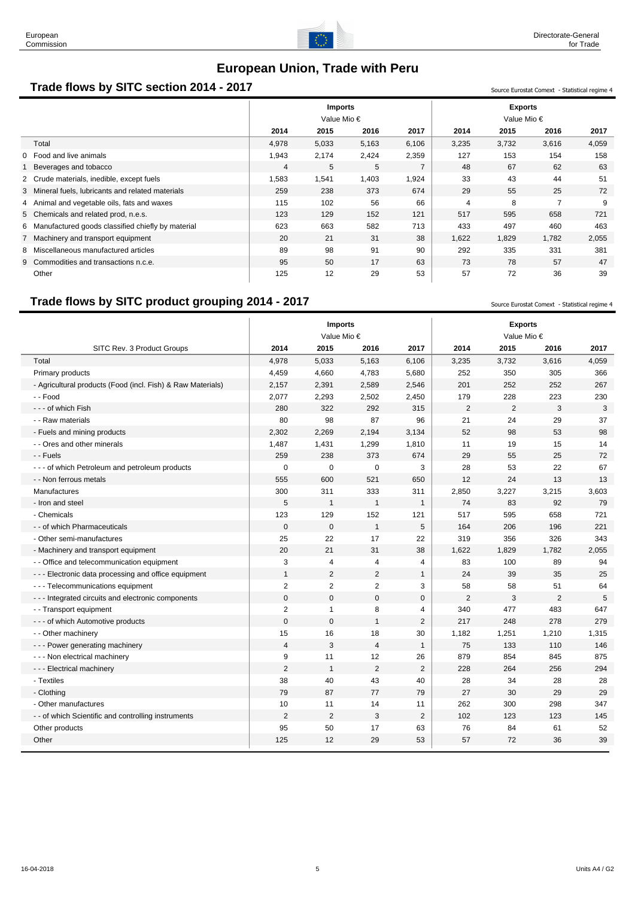# European Union, Trade with Peru

## Trade flows by SITC section 2014 - 2017

Source Eurostat Comext - Statistical regime 4

| | Imports | | | | Exports | | | |
|---|---|---|---|---|---|---|---|---|
| | Value Mio € | | | | Value Mio € | | | |
| | 2014 | 2015 | 2016 | 2017 | 2014 | 2015 | 2016 | 2017 |
| Total | 4,978 | 5,033 | 5,163 | 6,106 | 3,235 | 3,732 | 3,616 | 4,059 |
| 0 Food and live animals | 1,943 | 2,174 | 2,424 | 2,359 | 127 | 153 | 154 | 158 |
| 1 Beverages and tobacco | 4 | 5 | 5 | 7 | 48 | 67 | 62 | 63 |
| 2 Crude materials, inedible, except fuels | 1,583 | 1,541 | 1,403 | 1,924 | 33 | 43 | 44 | 51 |
| 3 Mineral fuels, lubricants and related materials | 259 | 238 | 373 | 674 | 29 | 55 | 25 | 72 |
| 4 Animal and vegetable oils, fats and waxes | 115 | 102 | 56 | 66 | 4 | 8 | 7 | 9 |
| 5 Chemicals and related prod, n.e.s. | 123 | 129 | 152 | 121 | 517 | 595 | 658 | 721 |
| 6 Manufactured goods classified chiefly by material | 623 | 663 | 582 | 713 | 433 | 497 | 460 | 463 |
| 7 Machinery and transport equipment | 20 | 21 | 31 | 38 | 1,622 | 1,829 | 1,782 | 2,055 |
| 8 Miscellaneous manufactured articles | 89 | 98 | 91 | 90 | 292 | 335 | 331 | 381 |
| 9 Commodities and transactions n.c.e. | 95 | 50 | 17 | 63 | 73 | 78 | 57 | 47 |
| Other | 125 | 12 | 29 | 53 | 57 | 72 | 36 | 39 |

## Trade flows by SITC product grouping 2014 - 2017

Source Eurostat Comext - Statistical regime 4

| | Imports | | | | Exports | | | |
|---|---|---|---|---|---|---|---|---|
| | Value Mio € | | | | Value Mio € | | | |
| SITC Rev. 3 Product Groups | 2014 | 2015 | 2016 | 2017 | 2014 | 2015 | 2016 | 2017 |
| Total | 4,978 | 5,033 | 5,163 | 6,106 | 3,235 | 3,732 | 3,616 | 4,059 |
| Primary products | 4,459 | 4,660 | 4,783 | 5,680 | 252 | 350 | 305 | 366 |
| - Agricultural products (Food (incl. Fish) & Raw Materials) | 2,157 | 2,391 | 2,589 | 2,546 | 201 | 252 | 252 | 267 |
| - - Food | 2,077 | 2,293 | 2,502 | 2,450 | 179 | 228 | 223 | 230 |
| - - - of which Fish | 280 | 322 | 292 | 315 | 2 | 2 | 3 | 3 |
| - - Raw materials | 80 | 98 | 87 | 96 | 21 | 24 | 29 | 37 |
| - Fuels and mining products | 2,302 | 2,269 | 2,194 | 3,134 | 52 | 98 | 53 | 98 |
| - - Ores and other minerals | 1,487 | 1,431 | 1,299 | 1,810 | 11 | 19 | 15 | 14 |
| - - Fuels | 259 | 238 | 373 | 674 | 29 | 55 | 25 | 72 |
| - - - of which Petroleum and petroleum products | 0 | 0 | 0 | 3 | 28 | 53 | 22 | 67 |
| - - Non ferrous metals | 555 | 600 | 521 | 650 | 12 | 24 | 13 | 13 |
| Manufactures | 300 | 311 | 333 | 311 | 2,850 | 3,227 | 3,215 | 3,603 |
| - Iron and steel | 5 | 1 | 1 | 1 | 74 | 83 | 92 | 79 |
| - Chemicals | 123 | 129 | 152 | 121 | 517 | 595 | 658 | 721 |
| - - of which Pharmaceuticals | 0 | 0 | 1 | 5 | 164 | 206 | 196 | 221 |
| - Other semi-manufactures | 25 | 22 | 17 | 22 | 319 | 356 | 326 | 343 |
| - Machinery and transport equipment | 20 | 21 | 31 | 38 | 1,622 | 1,829 | 1,782 | 2,055 |
| - - Office and telecommunication equipment | 3 | 4 | 4 | 4 | 83 | 100 | 89 | 94 |
| - - - Electronic data processing and office equipment | 1 | 2 | 2 | 1 | 24 | 39 | 35 | 25 |
| - - - Telecommunications equipment | 2 | 2 | 2 | 3 | 58 | 58 | 51 | 64 |
| - - - Integrated circuits and electronic components | 0 | 0 | 0 | 0 | 2 | 3 | 2 | 5 |
| - - Transport equipment | 2 | 1 | 8 | 4 | 340 | 477 | 483 | 647 |
| - - - of which Automotive products | 0 | 0 | 1 | 2 | 217 | 248 | 278 | 279 |
| - - Other machinery | 15 | 16 | 18 | 30 | 1,182 | 1,251 | 1,210 | 1,315 |
| - - - Power generating machinery | 4 | 3 | 4 | 1 | 75 | 133 | 110 | 146 |
| - - - Non electrical machinery | 9 | 11 | 12 | 26 | 879 | 854 | 845 | 875 |
| - - - Electrical machinery | 2 | 1 | 2 | 2 | 228 | 264 | 256 | 294 |
| - Textiles | 38 | 40 | 43 | 40 | 28 | 34 | 28 | 28 |
| - Clothing | 79 | 87 | 77 | 79 | 27 | 30 | 29 | 29 |
| - Other manufactures | 10 | 11 | 14 | 11 | 262 | 300 | 298 | 347 |
| - - of which Scientific and controlling instruments | 2 | 2 | 3 | 2 | 102 | 123 | 123 | 145 |
| Other products | 95 | 50 | 17 | 63 | 76 | 84 | 61 | 52 |
| Other | 125 | 12 | 29 | 53 | 57 | 72 | 36 | 39 |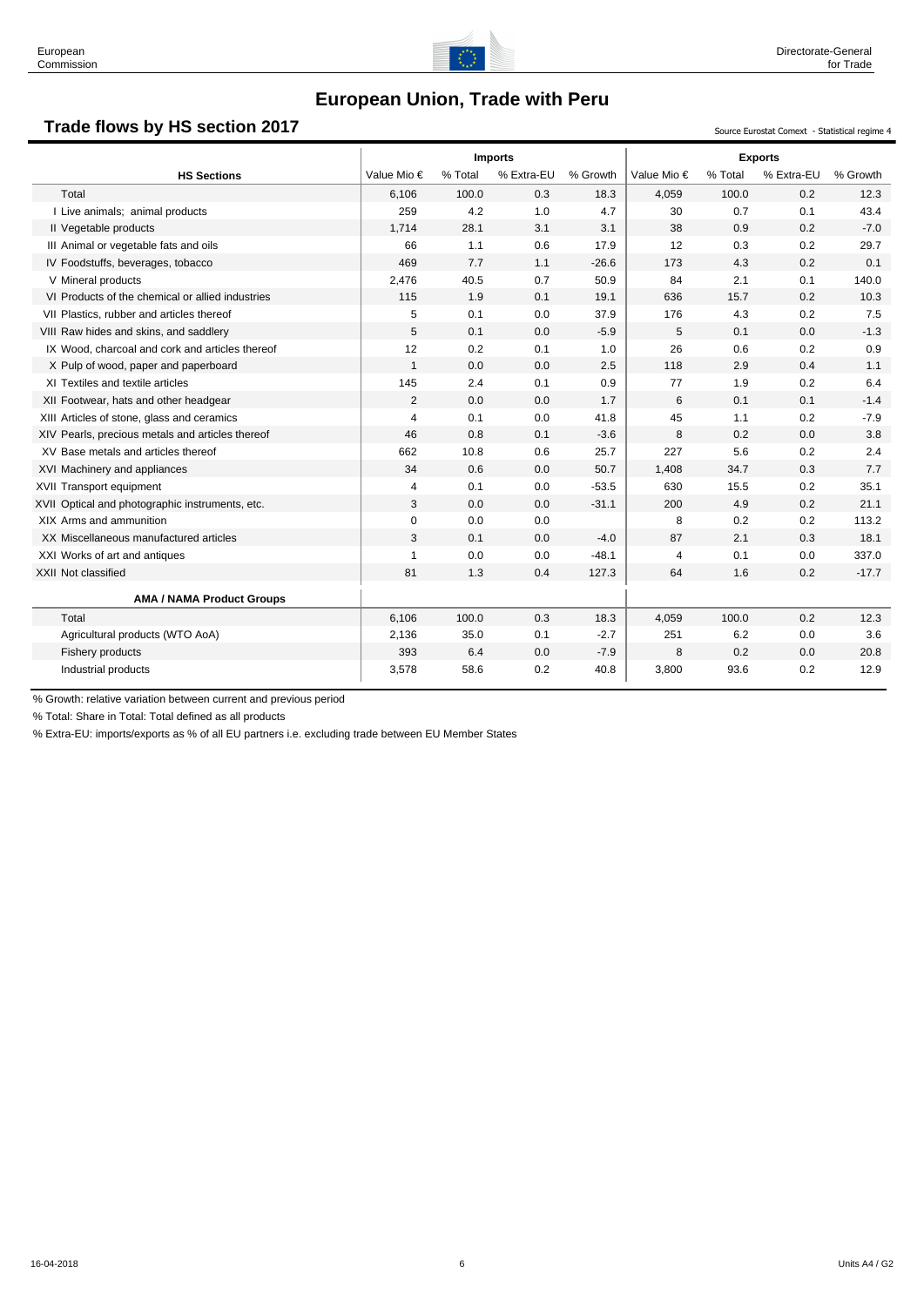# European Union, Trade with Peru

## Trade flows by HS section 2017

Source Eurostat Comext - Statistical regime 4

| HS Sections | Imports | | | | Exports | | | |
|---|---|---|---|---|---|---|---|---|
| | Value Mio € | % Total | % Extra-EU | % Growth | Value Mio € | % Total | % Extra-EU | % Growth |
| Total | 6,106 | 100.0 | 0.3 | 18.3 | 4,059 | 100.0 | 0.2 | 12.3 |
| I Live animals; animal products | 259 | 4.2 | 1.0 | 4.7 | 30 | 0.7 | 0.1 | 43.4 |
| II Vegetable products | 1,714 | 28.1 | 3.1 | 3.1 | 38 | 0.9 | 0.2 | -7.0 |
| III Animal or vegetable fats and oils | 66 | 1.1 | 0.6 | 17.9 | 12 | 0.3 | 0.2 | 29.7 |
| IV Foodstuffs, beverages, tobacco | 469 | 7.7 | 1.1 | -26.6 | 173 | 4.3 | 0.2 | 0.1 |
| V Mineral products | 2,476 | 40.5 | 0.7 | 50.9 | 84 | 2.1 | 0.1 | 140.0 |
| VI Products of the chemical or allied industries | 115 | 1.9 | 0.1 | 19.1 | 636 | 15.7 | 0.2 | 10.3 |
| VII Plastics, rubber and articles thereof | 5 | 0.1 | 0.0 | 37.9 | 176 | 4.3 | 0.2 | 7.5 |
| VIII Raw hides and skins, and saddlery | 5 | 0.1 | 0.0 | -5.9 | 5 | 0.1 | 0.0 | -1.3 |
| IX Wood, charcoal and cork and articles thereof | 12 | 0.2 | 0.1 | 1.0 | 26 | 0.6 | 0.2 | 0.9 |
| X Pulp of wood, paper and paperboard | 1 | 0.0 | 0.0 | 2.5 | 118 | 2.9 | 0.4 | 1.1 |
| XI Textiles and textile articles | 145 | 2.4 | 0.1 | 0.9 | 77 | 1.9 | 0.2 | 6.4 |
| XII Footwear, hats and other headgear | 2 | 0.0 | 0.0 | 1.7 | 6 | 0.1 | 0.1 | -1.4 |
| XIII Articles of stone, glass and ceramics | 4 | 0.1 | 0.0 | 41.8 | 45 | 1.1 | 0.2 | -7.9 |
| XIV Pearls, precious metals and articles thereof | 46 | 0.8 | 0.1 | -3.6 | 8 | 0.2 | 0.0 | 3.8 |
| XV Base metals and articles thereof | 662 | 10.8 | 0.6 | 25.7 | 227 | 5.6 | 0.2 | 2.4 |
| XVI Machinery and appliances | 34 | 0.6 | 0.0 | 50.7 | 1,408 | 34.7 | 0.3 | 7.7 |
| XVII Transport equipment | 4 | 0.1 | 0.0 | -53.5 | 630 | 15.5 | 0.2 | 35.1 |
| XVII Optical and photographic instruments, etc. | 3 | 0.0 | 0.0 | -31.1 | 200 | 4.9 | 0.2 | 21.1 |
| XIX Arms and ammunition | 0 | 0.0 | 0.0 | | 8 | 0.2 | 0.2 | 113.2 |
| XX Miscellaneous manufactured articles | 3 | 0.1 | 0.0 | -4.0 | 87 | 2.1 | 0.3 | 18.1 |
| XXI Works of art and antiques | 1 | 0.0 | 0.0 | -48.1 | 4 | 0.1 | 0.0 | 337.0 |
| XXII Not classified | 81 | 1.3 | 0.4 | 127.3 | 64 | 1.6 | 0.2 | -17.7 |
| **AMA / NAMA Product Groups** | | | | | | | | |
| Total | 6,106 | 100.0 | 0.3 | 18.3 | 4,059 | 100.0 | 0.2 | 12.3 |
| Agricultural products (WTO AoA) | 2,136 | 35.0 | 0.1 | -2.7 | 251 | 6.2 | 0.0 | 3.6 |
| Fishery products | 393 | 6.4 | 0.0 | -7.9 | 8 | 0.2 | 0.0 | 20.8 |
| Industrial products | 3,578 | 58.6 | 0.2 | 40.8 | 3,800 | 93.6 | 0.2 | 12.9 |

% Growth: relative variation between current and previous period

% Total: Share in Total: Total defined as all products

% Extra-EU: imports/exports as % of all EU partners i.e. excluding trade between EU Member States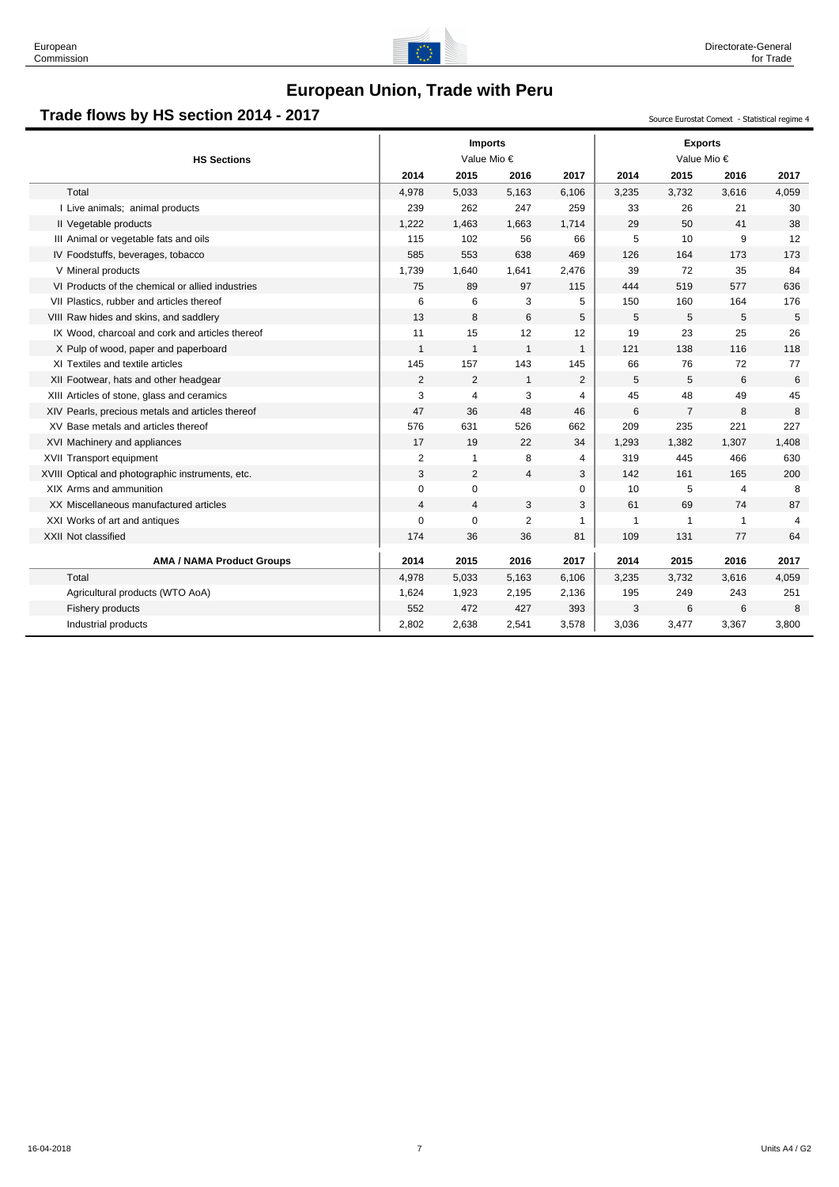# European Union, Trade with Peru

## Trade flows by HS section 2014 - 2017

Source Eurostat Comext - Statistical regime 4

| HS Sections | Imports | | | | Exports | | | |
|---|---|---|---|---|---|---|---|---|
| | Value Mio € | | | | Value Mio € | | | |
| | 2014 | 2015 | 2016 | 2017 | 2014 | 2015 | 2016 | 2017 |
| Total | 4,978 | 5,033 | 5,163 | 6,106 | 3,235 | 3,732 | 3,616 | 4,059 |
| I Live animals; animal products | 239 | 262 | 247 | 259 | 33 | 26 | 21 | 30 |
| II Vegetable products | 1,222 | 1,463 | 1,663 | 1,714 | 29 | 50 | 41 | 38 |
| III Animal or vegetable fats and oils | 115 | 102 | 56 | 66 | 5 | 10 | 9 | 12 |
| IV Foodstuffs, beverages, tobacco | 585 | 553 | 638 | 469 | 126 | 164 | 173 | 173 |
| V Mineral products | 1,739 | 1,640 | 1,641 | 2,476 | 39 | 72 | 35 | 84 |
| VI Products of the chemical or allied industries | 75 | 89 | 97 | 115 | 444 | 519 | 577 | 636 |
| VII Plastics, rubber and articles thereof | 6 | 6 | 3 | 5 | 150 | 160 | 164 | 176 |
| VIII Raw hides and skins, and saddlery | 13 | 8 | 6 | 5 | 5 | 5 | 5 | 5 |
| IX Wood, charcoal and cork and articles thereof | 11 | 15 | 12 | 12 | 19 | 23 | 25 | 26 |
| X Pulp of wood, paper and paperboard | 1 | 1 | 1 | 1 | 121 | 138 | 116 | 118 |
| XI Textiles and textile articles | 145 | 157 | 143 | 145 | 66 | 76 | 72 | 77 |
| XII Footwear, hats and other headgear | 2 | 2 | 1 | 2 | 5 | 5 | 6 | 6 |
| XIII Articles of stone, glass and ceramics | 3 | 4 | 3 | 4 | 45 | 48 | 49 | 45 |
| XIV Pearls, precious metals and articles thereof | 47 | 36 | 48 | 46 | 6 | 7 | 8 | 8 |
| XV Base metals and articles thereof | 576 | 631 | 526 | 662 | 209 | 235 | 221 | 227 |
| XVI Machinery and appliances | 17 | 19 | 22 | 34 | 1,293 | 1,382 | 1,307 | 1,408 |
| XVII Transport equipment | 2 | 1 | 8 | 4 | 319 | 445 | 466 | 630 |
| XVIII Optical and photographic instruments, etc. | 3 | 2 | 4 | 3 | 142 | 161 | 165 | 200 |
| XIX Arms and ammunition | 0 | 0 | | 0 | 10 | 5 | 4 | 8 |
| XX Miscellaneous manufactured articles | 4 | 4 | 3 | 3 | 61 | 69 | 74 | 87 |
| XXI Works of art and antiques | 0 | 0 | 2 | 1 | 1 | 1 | 1 | 4 |
| XXII Not classified | 174 | 36 | 36 | 81 | 109 | 131 | 77 | 64 |

| AMA / NAMA Product Groups | 2014 | 2015 | 2016 | 2017 | 2014 | 2015 | 2016 | 2017 |
|---|---|---|---|---|---|---|---|---|
| Total | 4,978 | 5,033 | 5,163 | 6,106 | 3,235 | 3,732 | 3,616 | 4,059 |
| Agricultural products (WTO AoA) | 1,624 | 1,923 | 2,195 | 2,136 | 195 | 249 | 243 | 251 |
| Fishery products | 552 | 472 | 427 | 393 | 3 | 6 | 6 | 8 |
| Industrial products | 2,802 | 2,638 | 2,541 | 3,578 | 3,036 | 3,477 | 3,367 | 3,800 |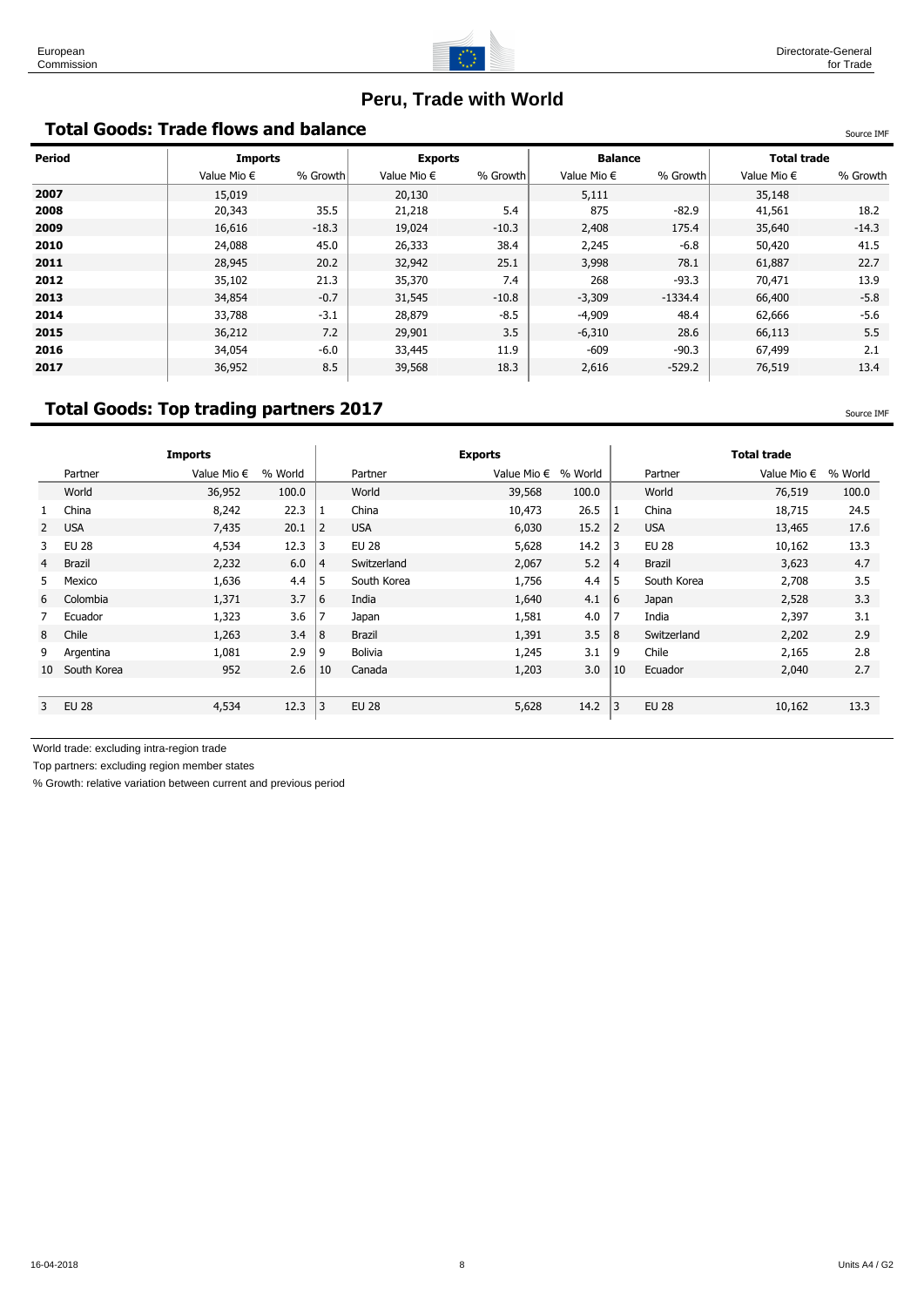# Peru, Trade with World

## Total Goods: Trade flows and balance

Source IMF

| Period | Imports | | Exports | | Balance | | Total trade | |
|---|---|---|---|---|---|---|---|---|
| | Value Mio € | % Growth | Value Mio € | % Growth | Value Mio € | % Growth | Value Mio € | % Growth |
| **2007** | 15,019 | | 20,130 | | 5,111 | | 35,148 | |
| **2008** | 20,343 | 35.5 | 21,218 | 5.4 | 875 | -82.9 | 41,561 | 18.2 |
| **2009** | 16,616 | -18.3 | 19,024 | -10.3 | 2,408 | 175.4 | 35,640 | -14.3 |
| **2010** | 24,088 | 45.0 | 26,333 | 38.4 | 2,245 | -6.8 | 50,420 | 41.5 |
| **2011** | 28,945 | 20.2 | 32,942 | 25.1 | 3,998 | 78.1 | 61,887 | 22.7 |
| **2012** | 35,102 | 21.3 | 35,370 | 7.4 | 268 | -93.3 | 70,471 | 13.9 |
| **2013** | 34,854 | -0.7 | 31,545 | -10.8 | -3,309 | -1334.4 | 66,400 | -5.8 |
| **2014** | 33,788 | -3.1 | 28,879 | -8.5 | -4,909 | 48.4 | 62,666 | -5.6 |
| **2015** | 36,212 | 7.2 | 29,901 | 3.5 | -6,310 | 28.6 | 66,113 | 5.5 |
| **2016** | 34,054 | -6.0 | 33,445 | 11.9 | -609 | -90.3 | 67,499 | 2.1 |
| **2017** | 36,952 | 8.5 | 39,568 | 18.3 | 2,616 | -529.2 | 76,519 | 13.4 |

## Total Goods: Top trading partners 2017

Source IMF

| | Imports | | | | Exports | | | | Total trade | | |
|---|---|---|---|---|---|---|---|---|---|---|---|
| | Partner | Value Mio € | % World | | Partner | Value Mio € | % World | | Partner | Value Mio € | % World |
| | World | 36,952 | 100.0 | | World | 39,568 | 100.0 | | World | 76,519 | 100.0 |
| 1 | China | 8,242 | 22.3 | 1 | China | 10,473 | 26.5 | 1 | China | 18,715 | 24.5 |
| 2 | USA | 7,435 | 20.1 | 2 | USA | 6,030 | 15.2 | 2 | USA | 13,465 | 17.6 |
| 3 | EU 28 | 4,534 | 12.3 | 3 | EU 28 | 5,628 | 14.2 | 3 | EU 28 | 10,162 | 13.3 |
| 4 | Brazil | 2,232 | 6.0 | 4 | Switzerland | 2,067 | 5.2 | 4 | Brazil | 3,623 | 4.7 |
| 5 | Mexico | 1,636 | 4.4 | 5 | South Korea | 1,756 | 4.4 | 5 | South Korea | 2,708 | 3.5 |
| 6 | Colombia | 1,371 | 3.7 | 6 | India | 1,640 | 4.1 | 6 | Japan | 2,528 | 3.3 |
| 7 | Ecuador | 1,323 | 3.6 | 7 | Japan | 1,581 | 4.0 | 7 | India | 2,397 | 3.1 |
| 8 | Chile | 1,263 | 3.4 | 8 | Brazil | 1,391 | 3.5 | 8 | Switzerland | 2,202 | 2.9 |
| 9 | Argentina | 1,081 | 2.9 | 9 | Bolivia | 1,245 | 3.1 | 9 | Chile | 2,165 | 2.8 |
| 10 | South Korea | 952 | 2.6 | 10 | Canada | 1,203 | 3.0 | 10 | Ecuador | 2,040 | 2.7 |
| | | | | | | | | | | | |
| 3 | EU 28 | 4,534 | 12.3 | 3 | EU 28 | 5,628 | 14.2 | 3 | EU 28 | 10,162 | 13.3 |

World trade: excluding intra-region trade

Top partners: excluding region member states

% Growth: relative variation between current and previous period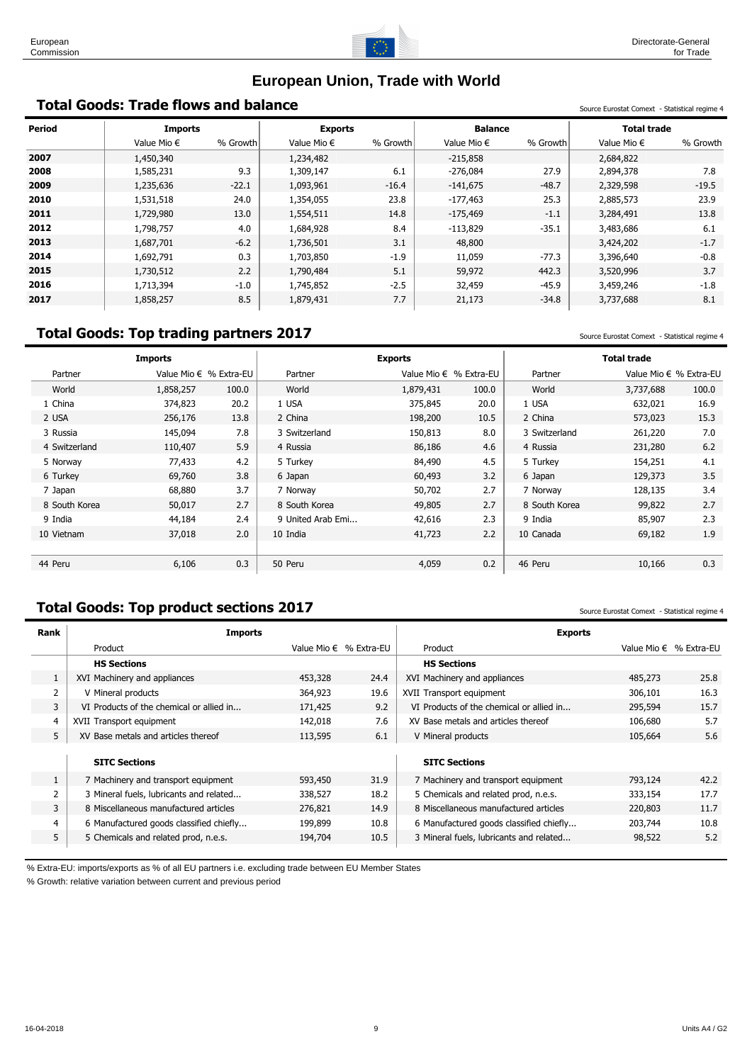# European Union, Trade with World

## Total Goods: Trade flows and balance

Source Eurostat Comext - Statistical regime 4

| Period | Imports | | Exports | | Balance | | Total trade | |
|---|---|---|---|---|---|---|---|---|
| | Value Mio € | % Growth | Value Mio € | % Growth | Value Mio € | % Growth | Value Mio € | % Growth |
| **2007** | 1,450,340 | | 1,234,482 | | -215,858 | | 2,684,822 | |
| **2008** | 1,585,231 | 9.3 | 1,309,147 | 6.1 | -276,084 | 27.9 | 2,894,378 | 7.8 |
| **2009** | 1,235,636 | -22.1 | 1,093,961 | -16.4 | -141,675 | -48.7 | 2,329,598 | -19.5 |
| **2010** | 1,531,518 | 24.0 | 1,354,055 | 23.8 | -177,463 | 25.3 | 2,885,573 | 23.9 |
| **2011** | 1,729,980 | 13.0 | 1,554,511 | 14.8 | -175,469 | -1.1 | 3,284,491 | 13.8 |
| **2012** | 1,798,757 | 4.0 | 1,684,928 | 8.4 | -113,829 | -35.1 | 3,483,686 | 6.1 |
| **2013** | 1,687,701 | -6.2 | 1,736,501 | 3.1 | 48,800 | | 3,424,202 | -1.7 |
| **2014** | 1,692,791 | 0.3 | 1,703,850 | -1.9 | 11,059 | -77.3 | 3,396,640 | -0.8 |
| **2015** | 1,730,512 | 2.2 | 1,790,484 | 5.1 | 59,972 | 442.3 | 3,520,996 | 3.7 |
| **2016** | 1,713,394 | -1.0 | 1,745,852 | -2.5 | 32,459 | -45.9 | 3,459,246 | -1.8 |
| **2017** | 1,858,257 | 8.5 | 1,879,431 | 7.7 | 21,173 | -34.8 | 3,737,688 | 8.1 |

## Total Goods: Top trading partners 2017

Source Eurostat Comext - Statistical regime 4

| Imports | | | Exports | | | Total trade | | |
|---|---|---|---|---|---|---|---|---|
| Partner | Value Mio € | % Extra-EU | Partner | Value Mio € | % Extra-EU | Partner | Value Mio € | % Extra-EU |
| World | 1,858,257 | 100.0 | World | 1,879,431 | 100.0 | World | 3,737,688 | 100.0 |
| 1 China | 374,823 | 20.2 | 1 USA | 375,845 | 20.0 | 1 USA | 632,021 | 16.9 |
| 2 USA | 256,176 | 13.8 | 2 China | 198,200 | 10.5 | 2 China | 573,023 | 15.3 |
| 3 Russia | 145,094 | 7.8 | 3 Switzerland | 150,813 | 8.0 | 3 Switzerland | 261,220 | 7.0 |
| 4 Switzerland | 110,407 | 5.9 | 4 Russia | 86,186 | 4.6 | 4 Russia | 231,280 | 6.2 |
| 5 Norway | 77,433 | 4.2 | 5 Turkey | 84,490 | 4.5 | 5 Turkey | 154,251 | 4.1 |
| 6 Turkey | 69,760 | 3.8 | 6 Japan | 60,493 | 3.2 | 6 Japan | 129,373 | 3.5 |
| 7 Japan | 68,880 | 3.7 | 7 Norway | 50,702 | 2.7 | 7 Norway | 128,135 | 3.4 |
| 8 South Korea | 50,017 | 2.7 | 8 South Korea | 49,805 | 2.7 | 8 South Korea | 99,822 | 2.7 |
| 9 India | 44,184 | 2.4 | 9 United Arab Emi... | 42,616 | 2.3 | 9 India | 85,907 | 2.3 |
| 10 Vietnam | 37,018 | 2.0 | 10 India | 41,723 | 2.2 | 10 Canada | 69,182 | 1.9 |
| | | | | | | | | |
| 44 Peru | 6,106 | 0.3 | 50 Peru | 4,059 | 0.2 | 46 Peru | 10,166 | 0.3 |

## Total Goods: Top product sections 2017

Source Eurostat Comext - Statistical regime 4

| Rank | Imports | | | Exports | | |
|---|---|---|---|---|---|---|
| | Product | Value Mio € | % Extra-EU | Product | Value Mio € | % Extra-EU |
| | **HS Sections** | | | **HS Sections** | | |
| 1 | XVI Machinery and appliances | 453,328 | 24.4 | XVI Machinery and appliances | 485,273 | 25.8 |
| 2 | V Mineral products | 364,923 | 19.6 | XVII Transport equipment | 306,101 | 16.3 |
| 3 | VI Products of the chemical or allied in... | 171,425 | 9.2 | VI Products of the chemical or allied in... | 295,594 | 15.7 |
| 4 | XVII Transport equipment | 142,018 | 7.6 | XV Base metals and articles thereof | 106,680 | 5.7 |
| 5 | XV Base metals and articles thereof | 113,595 | 6.1 | V Mineral products | 105,664 | 5.6 |
| | **SITC Sections** | | | **SITC Sections** | | |
| 1 | 7 Machinery and transport equipment | 593,450 | 31.9 | 7 Machinery and transport equipment | 793,124 | 42.2 |
| 2 | 3 Mineral fuels, lubricants and related... | 338,527 | 18.2 | 5 Chemicals and related prod, n.e.s. | 333,154 | 17.7 |
| 3 | 8 Miscellaneous manufactured articles | 276,821 | 14.9 | 8 Miscellaneous manufactured articles | 220,803 | 11.7 |
| 4 | 6 Manufactured goods classified chiefly... | 199,899 | 10.8 | 6 Manufactured goods classified chiefly... | 203,744 | 10.8 |
| 5 | 5 Chemicals and related prod, n.e.s. | 194,704 | 10.5 | 3 Mineral fuels, lubricants and related... | 98,522 | 5.2 |

% Extra-EU: imports/exports as % of all EU partners i.e. excluding trade between EU Member States

% Growth: relative variation between current and previous period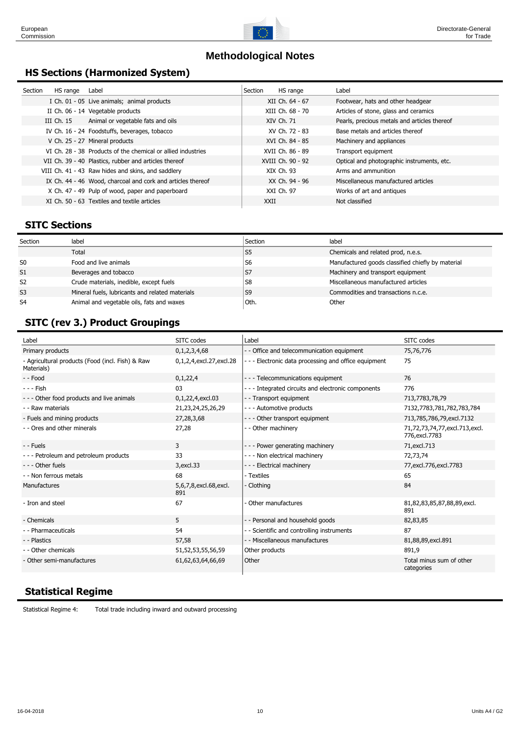# Methodological Notes

## HS Sections (Harmonized System)

| Section | HS range | Label | Section | HS range | Label |
|---|---|---|---|---|---|
| I | Ch. 01 - 05 | Live animals; animal products | XII | Ch. 64 - 67 | Footwear, hats and other headgear |
| II | Ch. 06 - 14 | Vegetable products | XIII | Ch. 68 - 70 | Articles of stone, glass and ceramics |
| III | Ch. 15 | Animal or vegetable fats and oils | XIV | Ch. 71 | Pearls, precious metals and articles thereof |
| IV | Ch. 16 - 24 | Foodstuffs, beverages, tobacco | XV | Ch. 72 - 83 | Base metals and articles thereof |
| V | Ch. 25 - 27 | Mineral products | XVI | Ch. 84 - 85 | Machinery and appliances |
| VI | Ch. 28 - 38 | Products of the chemical or allied industries | XVII | Ch. 86 - 89 | Transport equipment |
| VII | Ch. 39 - 40 | Plastics, rubber and articles thereof | XVIII | Ch. 90 - 92 | Optical and photographic instruments, etc. |
| VIII | Ch. 41 - 43 | Raw hides and skins, and saddlery | XIX | Ch. 93 | Arms and ammunition |
| IX | Ch. 44 - 46 | Wood, charcoal and cork and articles thereof | XX | Ch. 94 - 96 | Miscellaneous manufactured articles |
| X | Ch. 47 - 49 | Pulp of wood, paper and paperboard | XXI | Ch. 97 | Works of art and antiques |
| XI | Ch. 50 - 63 | Textiles and textile articles | XXII | | Not classified |

## SITC Sections

| Section | label | Section | label |
|---|---|---|---|
| | Total | S5 | Chemicals and related prod, n.e.s. |
| S0 | Food and live animals | S6 | Manufactured goods classified chiefly by material |
| S1 | Beverages and tobacco | S7 | Machinery and transport equipment |
| S2 | Crude materials, inedible, except fuels | S8 | Miscellaneous manufactured articles |
| S3 | Mineral fuels, lubricants and related materials | S9 | Commodities and transactions n.c.e. |
| S4 | Animal and vegetable oils, fats and waxes | Oth. | Other |

## SITC (rev 3.) Product Groupings

| Label | SITC codes | Label | SITC codes |
|---|---|---|---|
| Primary products | 0,1,2,3,4,68 | - - Office and telecommunication equipment | 75,76,776 |
| - Agricultural products (Food (incl. Fish) & Raw Materials) | 0,1,2,4,excl.27,excl.28 | - - - Electronic data processing and office equipment | 75 |
| - - Food | 0,1,22,4 | - - - Telecommunications equipment | 76 |
| - - - Fish | 03 | - - - Integrated circuits and electronic components | 776 |
| - - - Other food products and live animals | 0,1,22,4,excl.03 | - - Transport equipment | 713,7783,78,79 |
| - - Raw materials | 21,23,24,25,26,29 | - - - Automotive products | 7132,7783,781,782,783,784 |
| - Fuels and mining products | 27,28,3,68 | - - - Other transport equipment | 713,785,786,79,excl.7132 |
| - - Ores and other minerals | 27,28 | - - Other machinery | 71,72,73,74,77,excl.713,excl.776,excl.7783 |
| - - Fuels | 3 | - - - Power generating machinery | 71,excl.713 |
| - - - Petroleum and petroleum products | 33 | - - - Non electrical machinery | 72,73,74 |
| - - - Other fuels | 3,excl.33 | - - - Electrical machinery | 77,excl.776,excl.7783 |
| - - Non ferrous metals | 68 | - Textiles | 65 |
| Manufactures | 5,6,7,8,excl.68,excl.891 | - Clothing | 84 |
| - Iron and steel | 67 | - Other manufactures | 81,82,83,85,87,88,89,excl.891 |
| - Chemicals | 5 | - - Personal and household goods | 82,83,85 |
| - - Pharmaceuticals | 54 | - - Scientific and controlling instruments | 87 |
| - - Plastics | 57,58 | - - Miscellaneous manufactures | 81,88,89,excl.891 |
| - - Other chemicals | 51,52,53,55,56,59 | Other products | 891,9 |
| - Other semi-manufactures | 61,62,63,64,66,69 | Other | Total minus sum of other categories |

## Statistical Regime

Statistical Regime 4: Total trade including inward and outward processing